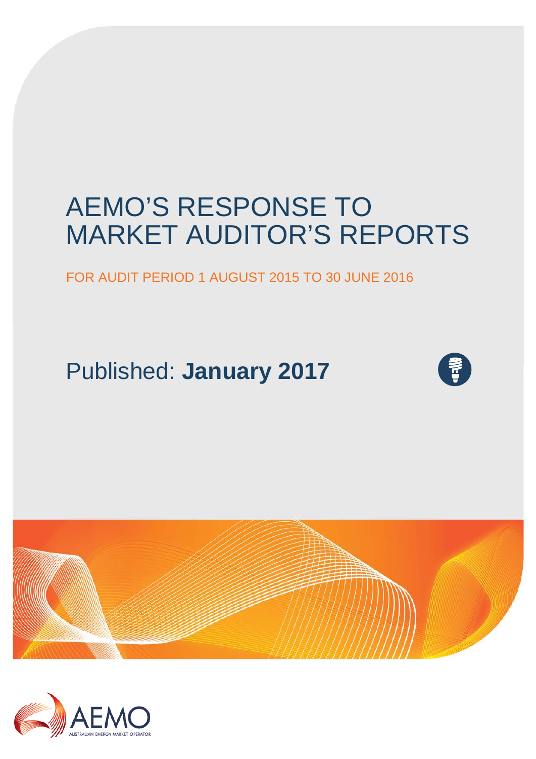# AEMO'S RESPONSE TO MARKET AUDITOR'S REPORTS

FOR AUDIT PERIOD 1 AUGUST 2015 TO 30 JUNE 2016

Published: **January 2017**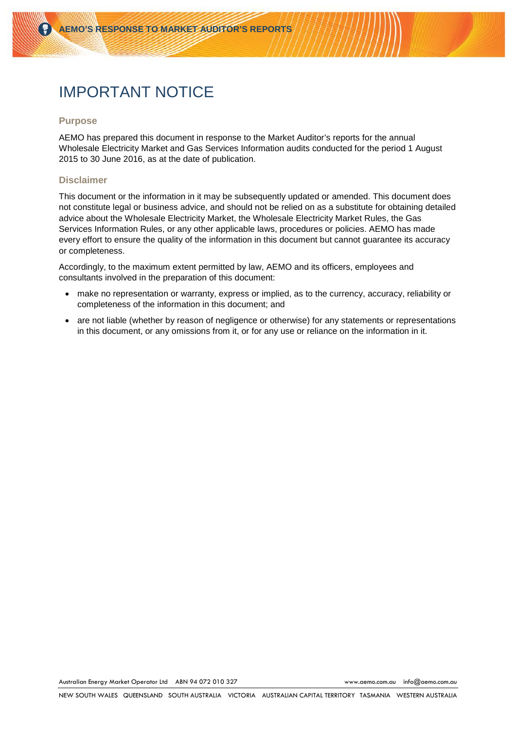# IMPORTANT NOTICE

### Purpose

AEMO has prepared this document in response to the Market Auditor's reports for the annual Wholesale Electricity Market and Gas Services Information audits conducted for the period 1 August 2015 to 30 June 2016, as at the date of publication.

### Disclaimer

This document or the information in it may be subsequently updated or amended. This document does not constitute legal or business advice, and should not be relied on as a substitute for obtaining detailed advice about the Wholesale Electricity Market, the Wholesale Electricity Market Rules, the Gas Services Information Rules, or any other applicable laws, procedures or policies. AEMO has made every effort to ensure the quality of the information in this document but cannot guarantee its accuracy or completeness.

Accordingly, to the maximum extent permitted by law, AEMO and its officers, employees and consultants involved in the preparation of this document:

- make no representation or warranty, express or implied, as to the currency, accuracy, reliability or completeness of the information in this document; and
- are not liable (whether by reason of negligence or otherwise) for any statements or representations in this document, or any omissions from it, or for any use or reliance on the information in it.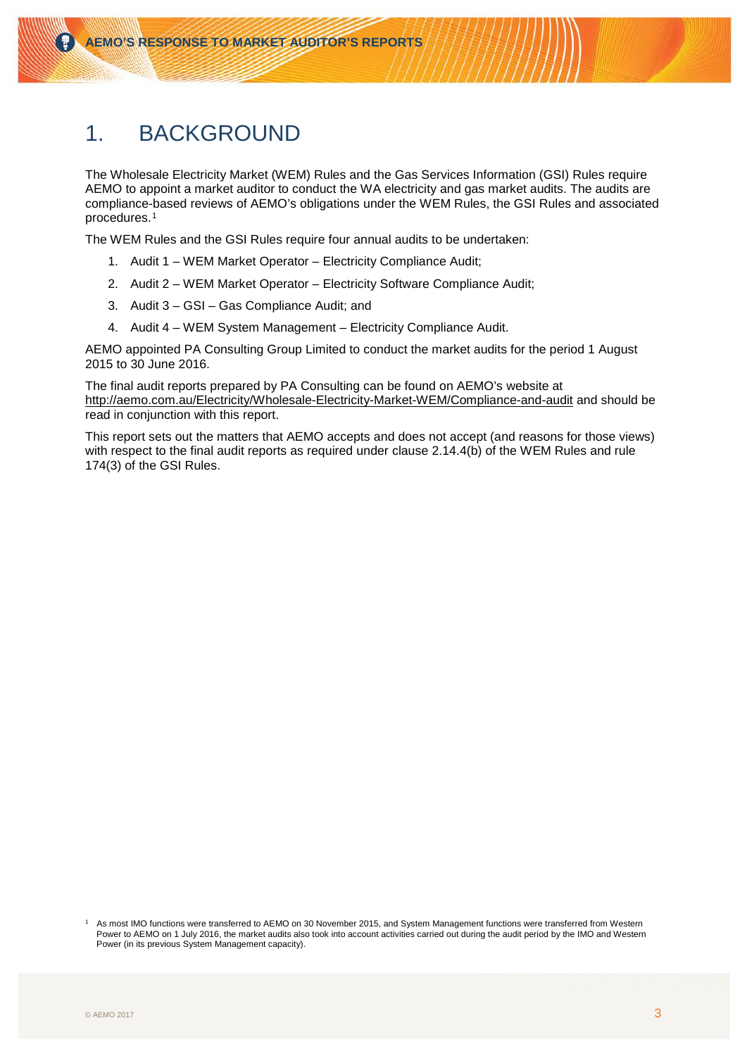# 1. BACKGROUND

The Wholesale Electricity Market (WEM) Rules and the Gas Services Information (GSI) Rules require AEMO to appoint a market auditor to conduct the WA electricity and gas market audits. The audits are compliance-based reviews of AEMO's obligations under the WEM Rules, the GSI Rules and associated procedures.[1]

The WEM Rules and the GSI Rules require four annual audits to be undertaken:

1. Audit 1 – WEM Market Operator – Electricity Compliance Audit;
2. Audit 2 – WEM Market Operator – Electricity Software Compliance Audit;
3. Audit 3 – GSI – Gas Compliance Audit; and
4. Audit 4 – WEM System Management – Electricity Compliance Audit.

AEMO appointed PA Consulting Group Limited to conduct the market audits for the period 1 August 2015 to 30 June 2016.

The final audit reports prepared by PA Consulting can be found on AEMO's website at http://aemo.com.au/Electricity/Wholesale-Electricity-Market-WEM/Compliance-and-audit and should be read in conjunction with this report.

This report sets out the matters that AEMO accepts and does not accept (and reasons for those views) with respect to the final audit reports as required under clause 2.14.4(b) of the WEM Rules and rule 174(3) of the GSI Rules.

[1] As most IMO functions were transferred to AEMO on 30 November 2015, and System Management functions were transferred from Western Power to AEMO on 1 July 2016, the market audits also took into account activities carried out during the audit period by the IMO and Western Power (in its previous System Management capacity).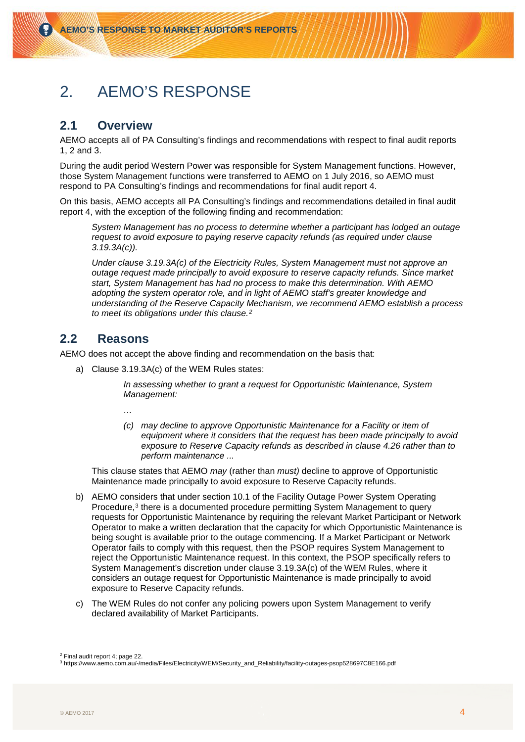# 2. AEMO'S RESPONSE

## 2.1 Overview

AEMO accepts all of PA Consulting's findings and recommendations with respect to final audit reports 1, 2 and 3.

During the audit period Western Power was responsible for System Management functions. However, those System Management functions were transferred to AEMO on 1 July 2016, so AEMO must respond to PA Consulting's findings and recommendations for final audit report 4.

On this basis, AEMO accepts all PA Consulting's findings and recommendations detailed in final audit report 4, with the exception of the following finding and recommendation:

> *System Management has no process to determine whether a participant has lodged an outage request to avoid exposure to paying reserve capacity refunds (as required under clause 3.19.3A(c)).*
>
> *Under clause 3.19.3A(c) of the Electricity Rules, System Management must not approve an outage request made principally to avoid exposure to reserve capacity refunds. Since market start, System Management has had no process to make this determination. With AEMO adopting the system operator role, and in light of AEMO staff's greater knowledge and understanding of the Reserve Capacity Mechanism, we recommend AEMO establish a process to meet its obligations under this clause.*[2]

## 2.2 Reasons

AEMO does not accept the above finding and recommendation on the basis that:

a) Clause 3.19.3A(c) of the WEM Rules states:

> *In assessing whether to grant a request for Opportunistic Maintenance, System Management:*
>
> …
>
> *(c) may decline to approve Opportunistic Maintenance for a Facility or item of equipment where it considers that the request has been made principally to avoid exposure to Reserve Capacity refunds as described in clause 4.26 rather than to perform maintenance ...*

This clause states that AEMO *may* (rather than *must)* decline to approve of Opportunistic Maintenance made principally to avoid exposure to Reserve Capacity refunds.

b) AEMO considers that under section 10.1 of the Facility Outage Power System Operating Procedure,[3] there is a documented procedure permitting System Management to query requests for Opportunistic Maintenance by requiring the relevant Market Participant or Network Operator to make a written declaration that the capacity for which Opportunistic Maintenance is being sought is available prior to the outage commencing. If a Market Participant or Network Operator fails to comply with this request, then the PSOP requires System Management to reject the Opportunistic Maintenance request. In this context, the PSOP specifically refers to System Management's discretion under clause 3.19.3A(c) of the WEM Rules, where it considers an outage request for Opportunistic Maintenance is made principally to avoid exposure to Reserve Capacity refunds.

c) The WEM Rules do not confer any policing powers upon System Management to verify declared availability of Market Participants.

[2] Final audit report 4; page 22.

[3] https://www.aemo.com.au/-/media/Files/Electricity/WEM/Security_and_Reliability/facility-outages-psop528697C8E166.pdf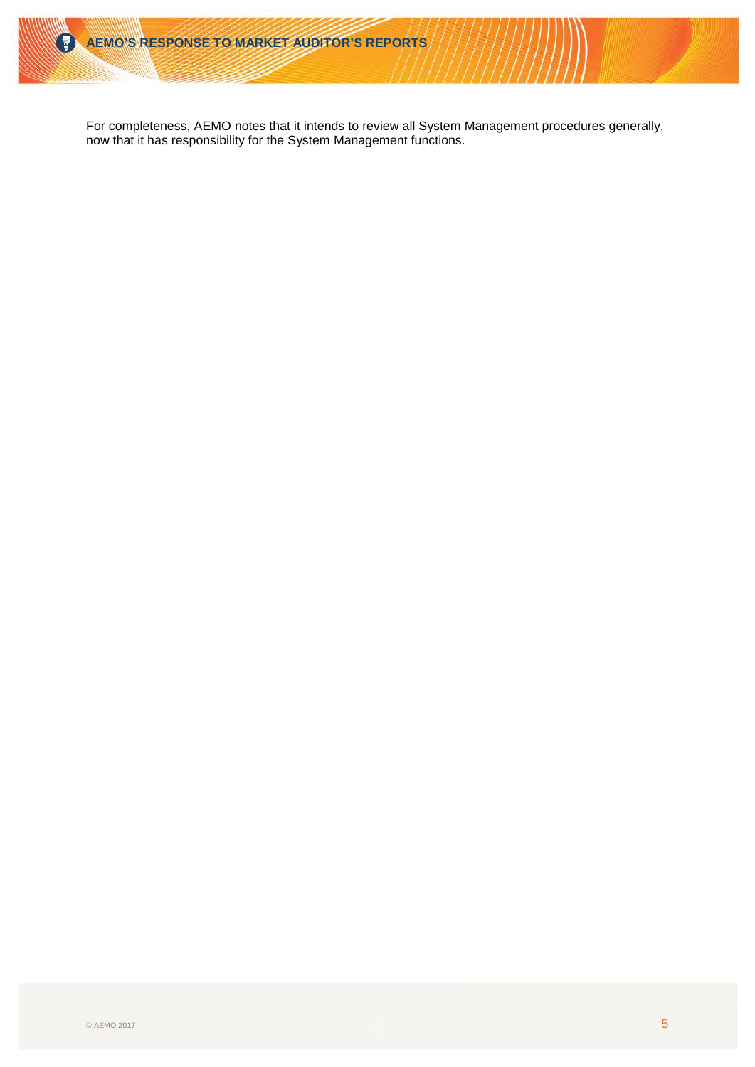For completeness, AEMO notes that it intends to review all System Management procedures generally, now that it has responsibility for the System Management functions.